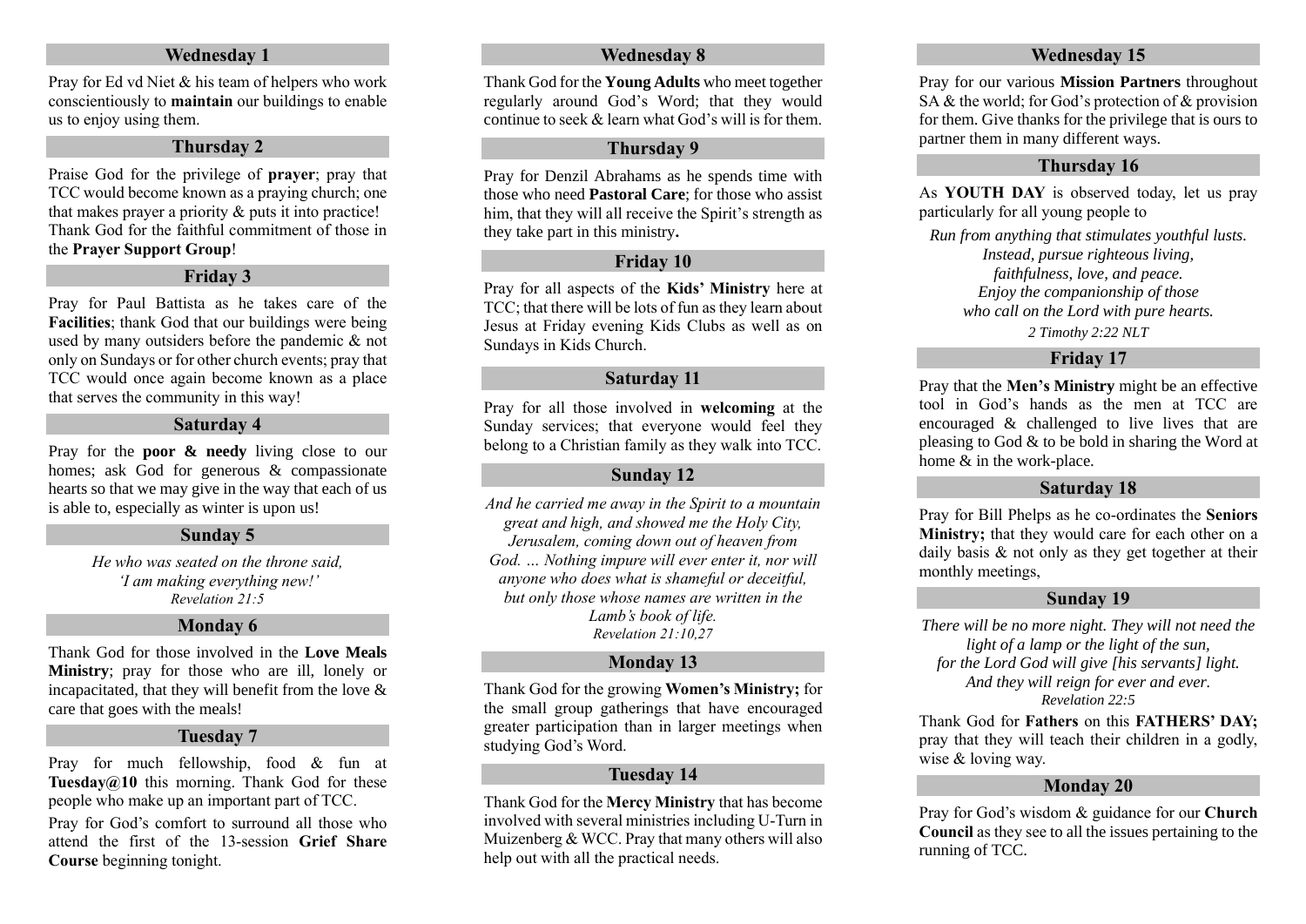## Wednesday 1

Pray for Ed vd Niet & his team of helpers who work conscientiously to **maintain** our buildings to enable us to enjoy using them.

## Thursday 2

Praise God for the privilege of **prayer**; pray that TCC would become known as a praying church; one that makes prayer a priority & puts it into practice! Thank God for the faithful commitment of those in the **Prayer Support Group**!

## Friday 3

Pray for Paul Battista as he takes care of the **Facilities**; thank God that our buildings were being used by many outsiders before the pandemic & not only on Sundays or for other church events; pray that TCC would once again become known as a place that serves the community in this way!

## Saturday 4

Pray for the **poor & needy** living close to our homes; ask God for generous & compassionate hearts so that we may give in the way that each of us is able to, especially as winter is upon us!

## Sunday 5

*He who was seated on the throne said,*
*'I am making everything new!'*
*Revelation 21:5*

## Monday 6

Thank God for those involved in the **Love Meals Ministry**; pray for those who are ill, lonely or incapacitated, that they will benefit from the love & care that goes with the meals!

## Tuesday 7

Pray for much fellowship, food & fun at **Tuesday@10** this morning. Thank God for these people who make up an important part of TCC.

Pray for God's comfort to surround all those who attend the first of the 13-session **Grief Share Course** beginning tonight.

## Wednesday 8

Thank God for the **Young Adults** who meet together regularly around God's Word; that they would continue to seek & learn what God's will is for them.

## Thursday 9

Pray for Denzil Abrahams as he spends time with those who need **Pastoral Care**; for those who assist him, that they will all receive the Spirit's strength as they take part in this ministry**.**

## Friday 10

Pray for all aspects of the **Kids' Ministry** here at TCC; that there will be lots of fun as they learn about Jesus at Friday evening Kids Clubs as well as on Sundays in Kids Church.

## Saturday 11

Pray for all those involved in **welcoming** at the Sunday services; that everyone would feel they belong to a Christian family as they walk into TCC.

## Sunday 12

*And he carried me away in the Spirit to a mountain great and high, and showed me the Holy City, Jerusalem, coming down out of heaven from God. … Nothing impure will ever enter it, nor will anyone who does what is shameful or deceitful, but only those whose names are written in the Lamb's book of life.*
*Revelation 21:10,27*

## Monday 13

Thank God for the growing **Women's Ministry;** for the small group gatherings that have encouraged greater participation than in larger meetings when studying God's Word.

## Tuesday 14

Thank God for the **Mercy Ministry** that has become involved with several ministries including U-Turn in Muizenberg & WCC. Pray that many others will also help out with all the practical needs.

## Wednesday 15

Pray for our various **Mission Partners** throughout SA & the world; for God's protection of & provision for them. Give thanks for the privilege that is ours to partner them in many different ways.

## Thursday 16

As **YOUTH DAY** is observed today, let us pray particularly for all young people to

*Run from anything that stimulates youthful lusts.*
*Instead, pursue righteous living,*
*faithfulness, love, and peace.*
*Enjoy the companionship of those*
*who call on the Lord with pure hearts.*
*2 Timothy 2:22 NLT*

## Friday 17

Pray that the **Men's Ministry** might be an effective tool in God's hands as the men at TCC are encouraged & challenged to live lives that are pleasing to God & to be bold in sharing the Word at home & in the work-place.

## Saturday 18

Pray for Bill Phelps as he co-ordinates the **Seniors Ministry;** that they would care for each other on a daily basis & not only as they get together at their monthly meetings,

## Sunday 19

*There will be no more night. They will not need the light of a lamp or the light of the sun,*
*for the Lord God will give [his servants] light.*
*And they will reign for ever and ever.*
*Revelation 22:5*

Thank God for **Fathers** on this **FATHERS' DAY;** pray that they will teach their children in a godly, wise & loving way.

## Monday 20

Pray for God's wisdom & guidance for our **Church Council** as they see to all the issues pertaining to the running of TCC.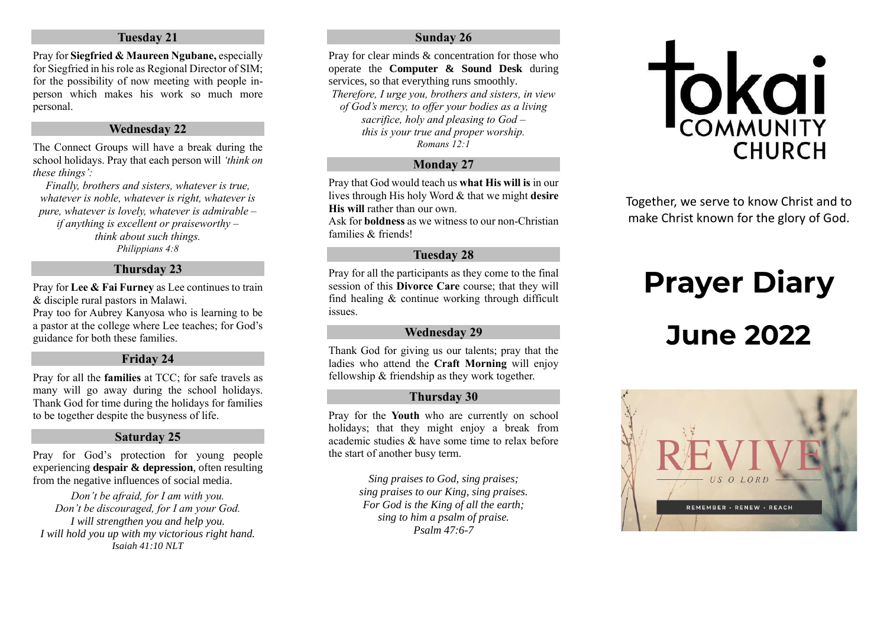## Tuesday 21

Pray for **Siegfried & Maureen Ngubane,** especially for Siegfried in his role as Regional Director of SIM; for the possibility of now meeting with people in-person which makes his work so much more personal.

## Wednesday 22

The Connect Groups will have a break during the school holidays. Pray that each person will *'think on these things'*:

*Finally, brothers and sisters, whatever is true, whatever is noble, whatever is right, whatever is pure, whatever is lovely, whatever is admirable – if anything is excellent or praiseworthy – think about such things.*
*Philippians 4:8*

## Thursday 23

Pray for **Lee & Fai Furney** as Lee continues to train & disciple rural pastors in Malawi.
Pray too for Aubrey Kanyosa who is learning to be a pastor at the college where Lee teaches; for God's guidance for both these families.

## Friday 24

Pray for all the **families** at TCC; for safe travels as many will go away during the school holidays. Thank God for time during the holidays for families to be together despite the busyness of life.

## Saturday 25

Pray for God's protection for young people experiencing **despair & depression**, often resulting from the negative influences of social media.

*Don't be afraid, for I am with you.*
*Don't be discouraged, for I am your God.*
*I will strengthen you and help you.*
*I will hold you up with my victorious right hand.*
*Isaiah 41:10 NLT*

## Sunday 26

Pray for clear minds & concentration for those who operate the **Computer & Sound Desk** during services, so that everything runs smoothly.

*Therefore, I urge you, brothers and sisters, in view of God's mercy, to offer your bodies as a living sacrifice, holy and pleasing to God – this is your true and proper worship.*
*Romans 12:1*

## Monday 27

Pray that God would teach us **what His will is** in our lives through His holy Word & that we might **desire His will** rather than our own.
Ask for **boldness** as we witness to our non-Christian families & friends!

## Tuesday 28

Pray for all the participants as they come to the final session of this **Divorce Care** course; that they will find healing & continue working through difficult issues.

## Wednesday 29

Thank God for giving us our talents; pray that the ladies who attend the **Craft Morning** will enjoy fellowship & friendship as they work together.

## Thursday 30

Pray for the **Youth** who are currently on school holidays; that they might enjoy a break from academic studies & have some time to relax before the start of another busy term.

*Sing praises to God, sing praises;*
*sing praises to our King, sing praises.*
*For God is the King of all the earth;*
*sing to him a psalm of praise.*
*Psalm 47:6-7*

# tokai COMMUNITY CHURCH

Together, we serve to know Christ and to make Christ known for the glory of God.

# Prayer Diary

# June 2022

REVIVE
US O LORD
REMEMBER · RENEW · REACH